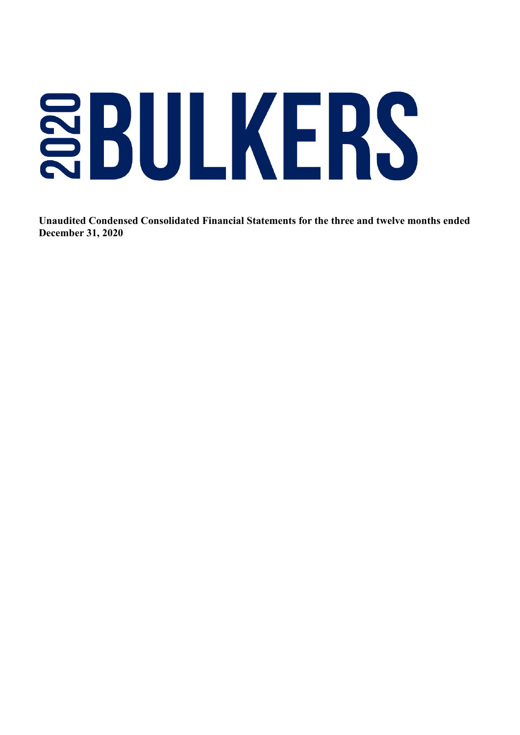# 2020 BULKERS

**Unaudited Condensed Consolidated Financial Statements for the three and twelve months ended December 31, 2020**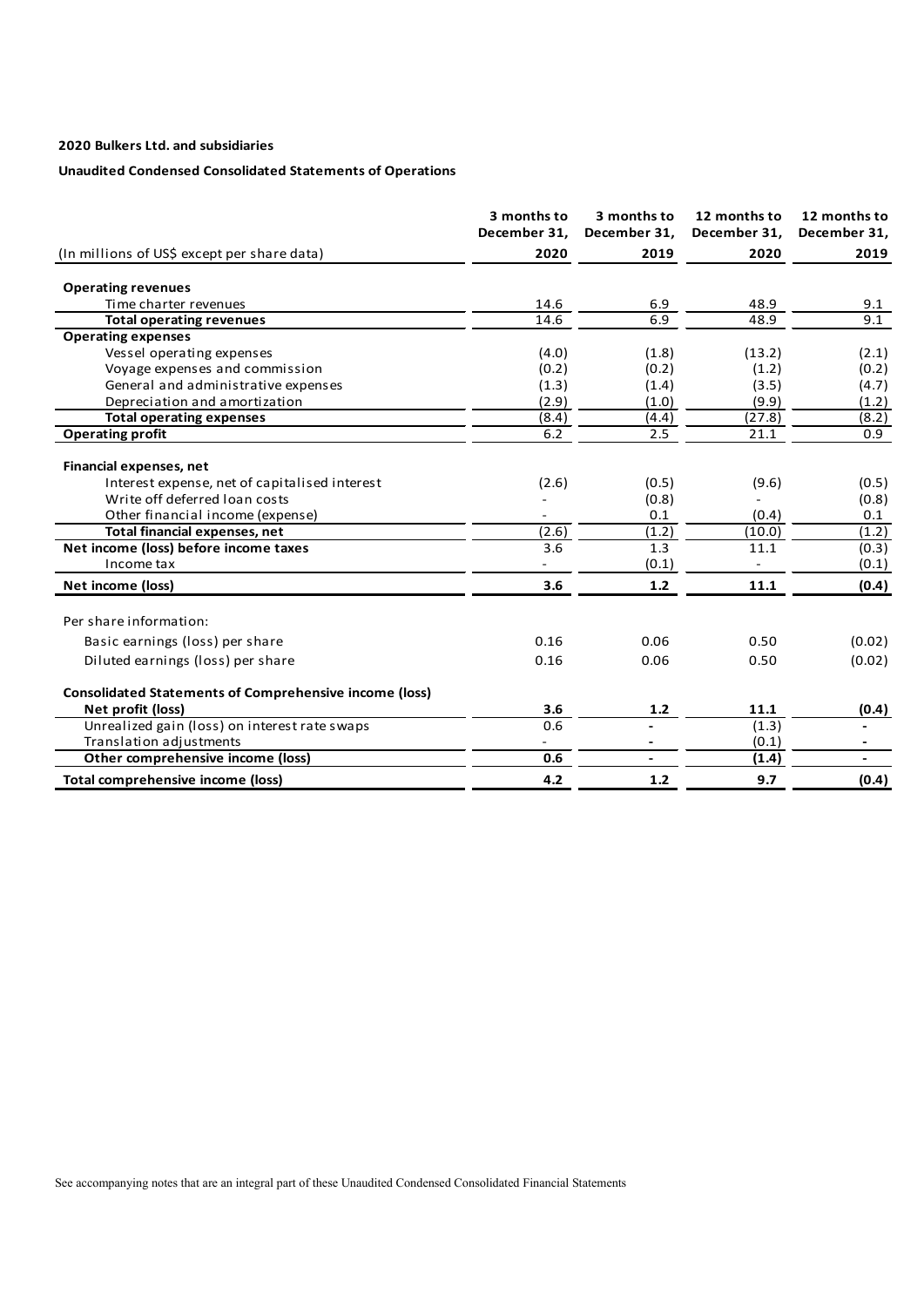**2020 Bulkers Ltd. and subsidiaries**

**Unaudited Condensed Consolidated Statements of Operations**

| (In millions of US$ except per share data) | 3 months to December 31, 2020 | 3 months to December 31, 2019 | 12 months to December 31, 2020 | 12 months to December 31, 2019 |
|---|---|---|---|---|
| **Operating revenues** | | | | |
| Time charter revenues | 14.6 | 6.9 | 48.9 | 9.1 |
| **Total operating revenues** | 14.6 | 6.9 | 48.9 | 9.1 |
| **Operating expenses** | | | | |
| Vessel operating expenses | (4.0) | (1.8) | (13.2) | (2.1) |
| Voyage expenses and commission | (0.2) | (0.2) | (1.2) | (0.2) |
| General and administrative expenses | (1.3) | (1.4) | (3.5) | (4.7) |
| Depreciation and amortization | (2.9) | (1.0) | (9.9) | (1.2) |
| **Total operating expenses** | (8.4) | (4.4) | (27.8) | (8.2) |
| **Operating profit** | 6.2 | 2.5 | 21.1 | 0.9 |
| **Financial expenses, net** | | | | |
| Interest expense, net of capitalised interest | (2.6) | (0.5) | (9.6) | (0.5) |
| Write off deferred loan costs | - | (0.8) | - | (0.8) |
| Other financial income (expense) | - | 0.1 | (0.4) | 0.1 |
| **Total financial expenses, net** | (2.6) | (1.2) | (10.0) | (1.2) |
| **Net income (loss) before income taxes** | 3.6 | 1.3 | 11.1 | (0.3) |
| Income tax | - | (0.1) | - | (0.1) |
| **Net income (loss)** | **3.6** | **1.2** | **11.1** | **(0.4)** |
| Per share information: | | | | |
| Basic earnings (loss) per share | 0.16 | 0.06 | 0.50 | (0.02) |
| Diluted earnings (loss) per share | 0.16 | 0.06 | 0.50 | (0.02) |
| **Consolidated Statements of Comprehensive income (loss)** | | | | |
| **Net profit (loss)** | **3.6** | **1.2** | **11.1** | **(0.4)** |
| Unrealized gain (loss) on interest rate swaps | 0.6 | - | (1.3) | - |
| Translation adjustments | - | - | (0.1) | - |
| **Other comprehensive income (loss)** | **0.6** | **-** | **(1.4)** | **-** |
| **Total comprehensive income (loss)** | **4.2** | **1.2** | **9.7** | **(0.4)** |

See accompanying notes that are an integral part of these Unaudited Condensed Consolidated Financial Statements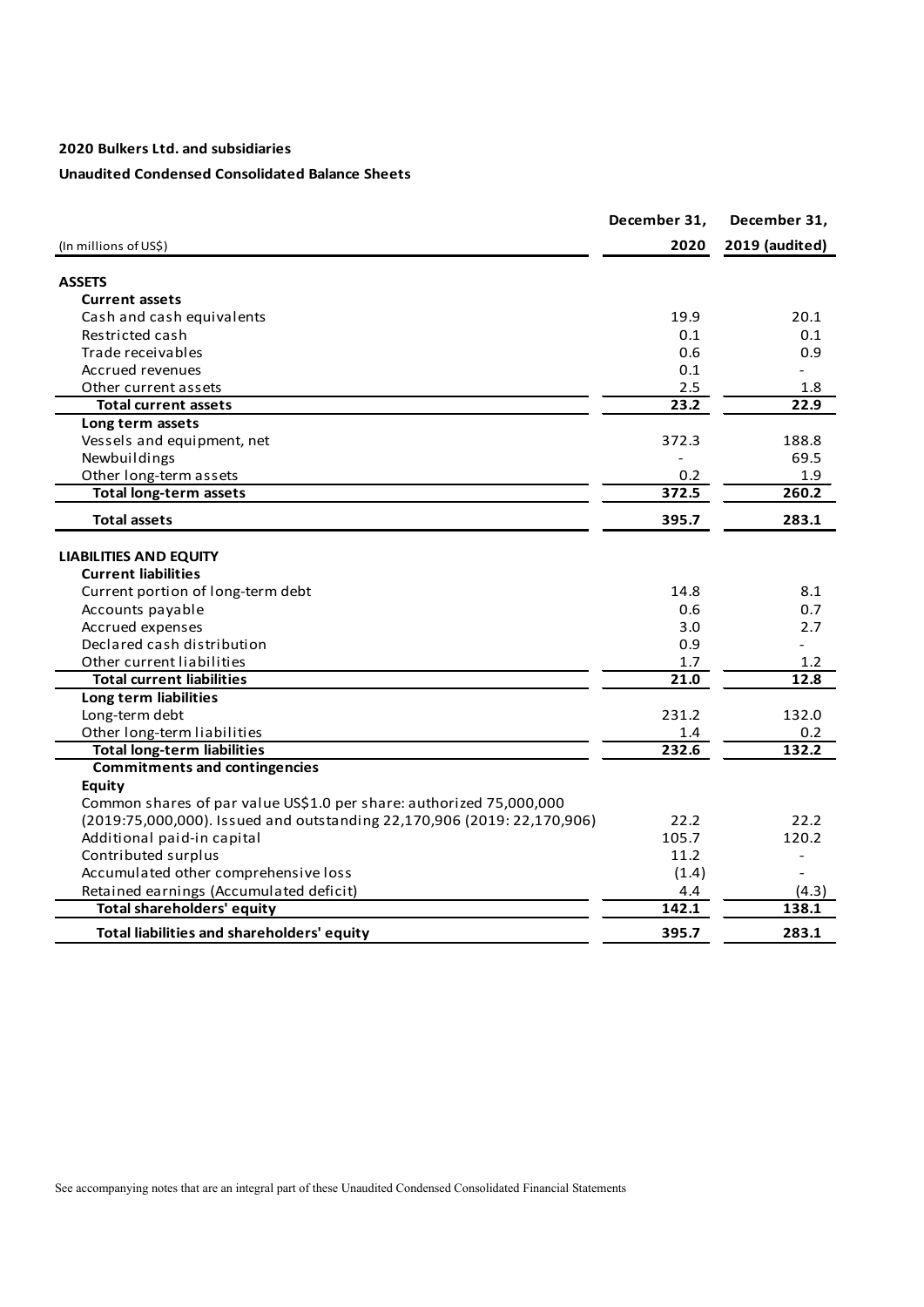**2020 Bulkers Ltd. and subsidiaries**

**Unaudited Condensed Consolidated Balance Sheets**

| (In millions of US$) | December 31, 2020 | December 31, 2019 (audited) |
|---|---|---|
| **ASSETS** | | |
| **Current assets** | | |
| Cash and cash equivalents | 19.9 | 20.1 |
| Restricted cash | 0.1 | 0.1 |
| Trade receivables | 0.6 | 0.9 |
| Accrued revenues | 0.1 | - |
| Other current assets | 2.5 | 1.8 |
| **Total current assets** | **23.2** | **22.9** |
| **Long term assets** | | |
| Vessels and equipment, net | 372.3 | 188.8 |
| Newbuildings | - | 69.5 |
| Other long-term assets | 0.2 | 1.9 |
| **Total long-term assets** | **372.5** | **260.2** |
| **Total assets** | **395.7** | **283.1** |
| **LIABILITIES AND EQUITY** | | |
| **Current liabilities** | | |
| Current portion of long-term debt | 14.8 | 8.1 |
| Accounts payable | 0.6 | 0.7 |
| Accrued expenses | 3.0 | 2.7 |
| Declared cash distribution | 0.9 | - |
| Other current liabilities | 1.7 | 1.2 |
| **Total current liabilities** | **21.0** | **12.8** |
| **Long term liabilities** | | |
| Long-term debt | 231.2 | 132.0 |
| Other long-term liabilities | 1.4 | 0.2 |
| **Total long-term liabilities** | **232.6** | **132.2** |
| **Commitments and contingencies** | | |
| **Equity** | | |
| Common shares of par value US$1.0 per share: authorized 75,000,000 (2019:75,000,000). Issued and outstanding 22,170,906 (2019: 22,170,906) | 22.2 | 22.2 |
| Additional paid-in capital | 105.7 | 120.2 |
| Contributed surplus | 11.2 | - |
| Accumulated other comprehensive loss | (1.4) | - |
| Retained earnings (Accumulated deficit) | 4.4 | (4.3) |
| **Total shareholders' equity** | **142.1** | **138.1** |
| **Total liabilities and shareholders' equity** | **395.7** | **283.1** |

See accompanying notes that are an integral part of these Unaudited Condensed Consolidated Financial Statements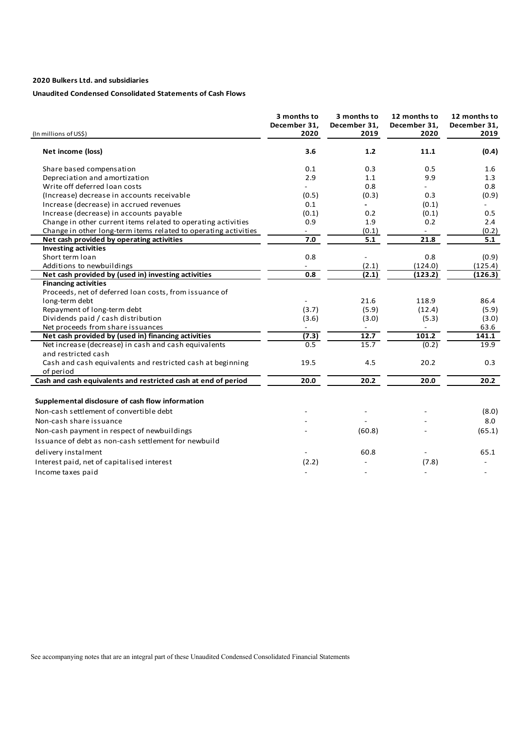**2020 Bulkers Ltd. and subsidiaries**

**Unaudited Condensed Consolidated Statements of Cash Flows**

| (In millions of US$) | 3 months to December 31, 2020 | 3 months to December 31, 2019 | 12 months to December 31, 2020 | 12 months to December 31, 2019 |
|---|---|---|---|---|
| **Net income (loss)** | **3.6** | **1.2** | **11.1** | **(0.4)** |
| Share based compensation | 0.1 | 0.3 | 0.5 | 1.6 |
| Depreciation and amortization | 2.9 | 1.1 | 9.9 | 1.3 |
| Write off deferred loan costs | - | 0.8 | - | 0.8 |
| (Increase) decrease in accounts receivable | (0.5) | (0.3) | 0.3 | (0.9) |
| Increase (decrease) in accrued revenues | 0.1 | - | (0.1) | - |
| Increase (decrease) in accounts payable | (0.1) | 0.2 | (0.1) | 0.5 |
| Change in other current items related to operating activities | 0.9 | 1.9 | 0.2 | 2.4 |
| Change in other long-term items related to operating activities | - | (0.1) | - | (0.2) |
| **Net cash provided by operating activities** | **7.0** | **5.1** | **21.8** | **5.1** |
| **Investing activities** | | | | |
| Short term loan | 0.8 | - | 0.8 | (0.9) |
| Additions to newbuildings | - | (2.1) | (124.0) | (125.4) |
| **Net cash provided by (used in) investing activities** | **0.8** | **(2.1)** | **(123.2)** | **(126.3)** |
| **Financing activities** | | | | |
| Proceeds, net of deferred loan costs, from issuance of long-term debt | - | 21.6 | 118.9 | 86.4 |
| Repayment of long-term debt | (3.7) | (5.9) | (12.4) | (5.9) |
| Dividends paid / cash distribution | (3.6) | (3.0) | (5.3) | (3.0) |
| Net proceeds from share issuances | - | - | - | 63.6 |
| **Net cash provided by (used in) financing activities** | **(7.3)** | **12.7** | **101.2** | **141.1** |
| Net increase (decrease) in cash and cash equivalents and restricted cash | 0.5 | 15.7 | (0.2) | 19.9 |
| Cash and cash equivalents and restricted cash at beginning of period | 19.5 | 4.5 | 20.2 | 0.3 |
| **Cash and cash equivalents and restricted cash at end of period** | **20.0** | **20.2** | **20.0** | **20.2** |
| | | | | |
| **Supplemental disclosure of cash flow information** | | | | |
| Non-cash settlement of convertible debt | - | - | - | (8.0) |
| Non-cash share issuance | - | - | - | 8.0 |
| Non-cash payment in respect of newbuildings | - | (60.8) | - | (65.1) |
| Issuance of debt as non-cash settlement for newbuild delivery instalment | - | 60.8 | - | 65.1 |
| Interest paid, net of capitalised interest | (2.2) | - | (7.8) | - |
| Income taxes paid | - | - | - | - |

See accompanying notes that are an integral part of these Unaudited Condensed Consolidated Financial Statements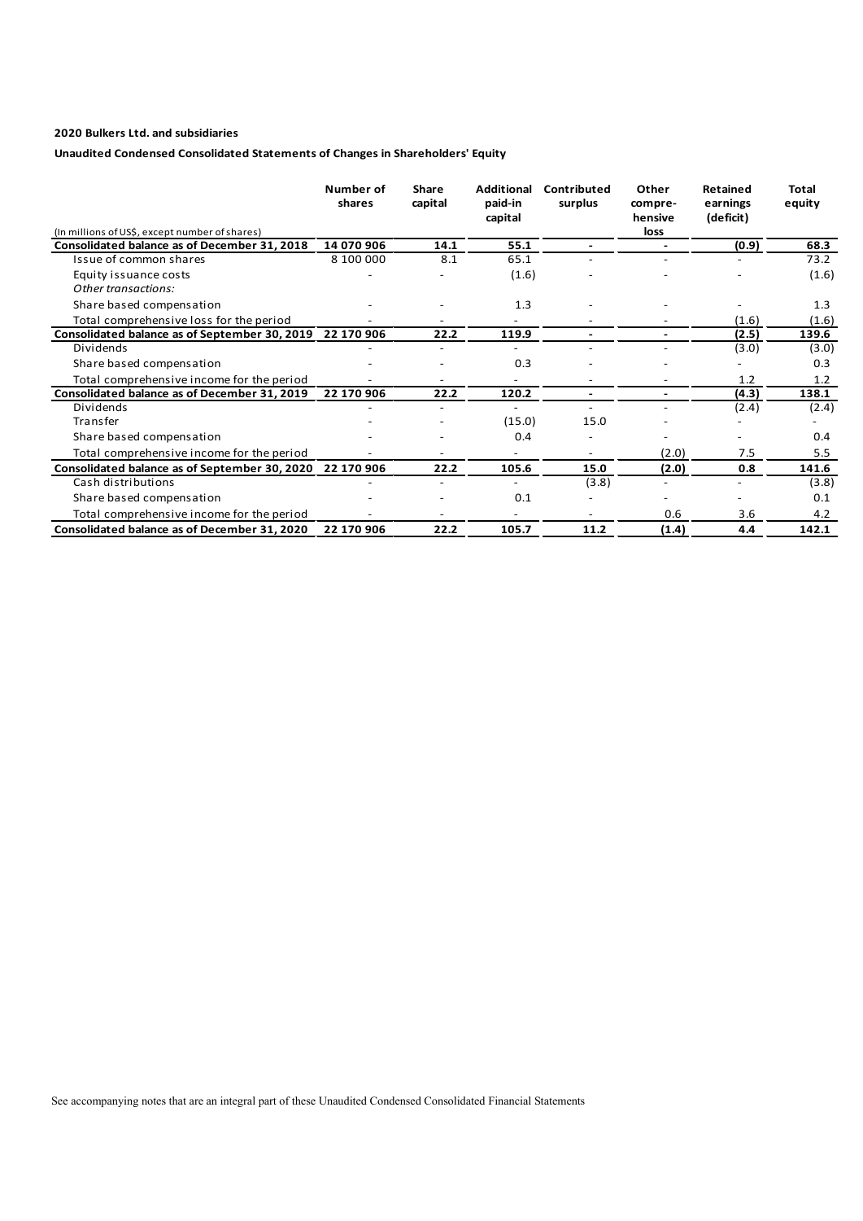**2020 Bulkers Ltd. and subsidiaries**

**Unaudited Condensed Consolidated Statements of Changes in Shareholders' Equity**

| (In millions of US$, except number of shares) | Number of shares | Share capital | Additional paid-in capital | Contributed surplus | Other compre-hensive loss | Retained earnings (deficit) | Total equity |
|---|---|---|---|---|---|---|---|
| **Consolidated balance as of December 31, 2018** | **14 070 906** | **14.1** | **55.1** | **-** | **-** | **(0.9)** | **68.3** |
| Issue of common shares | 8 100 000 | 8.1 | 65.1 | - | - | - | 73.2 |
| Equity issuance costs | - | - | (1.6) | - | - | - | (1.6) |
| *Other transactions:* | | | | | | | |
| Share based compensation | - | - | 1.3 | - | - | - | 1.3 |
| Total comprehensive loss for the period | - | - | - | - | - | (1.6) | (1.6) |
| **Consolidated balance as of September 30, 2019** | **22 170 906** | **22.2** | **119.9** | **-** | **-** | **(2.5)** | **139.6** |
| Dividends | - | - | - | - | - | (3.0) | (3.0) |
| Share based compensation | - | - | 0.3 | - | - | - | 0.3 |
| Total comprehensive income for the period | - | - | - | - | - | 1.2 | 1.2 |
| **Consolidated balance as of December 31, 2019** | **22 170 906** | **22.2** | **120.2** | **-** | **-** | **(4.3)** | **138.1** |
| Dividends | - | - | - | - | - | (2.4) | (2.4) |
| Transfer | - | - | (15.0) | 15.0 | - | - | - |
| Share based compensation | - | - | 0.4 | - | - | - | 0.4 |
| Total comprehensive income for the period | - | - | - | - | (2.0) | 7.5 | 5.5 |
| **Consolidated balance as of September 30, 2020** | **22 170 906** | **22.2** | **105.6** | **15.0** | **(2.0)** | **0.8** | **141.6** |
| Cash distributions | - | - | - | (3.8) | - | - | (3.8) |
| Share based compensation | - | - | 0.1 | - | - | - | 0.1 |
| Total comprehensive income for the period | - | - | - | - | 0.6 | 3.6 | 4.2 |
| **Consolidated balance as of December 31, 2020** | **22 170 906** | **22.2** | **105.7** | **11.2** | **(1.4)** | **4.4** | **142.1** |

See accompanying notes that are an integral part of these Unaudited Condensed Consolidated Financial Statements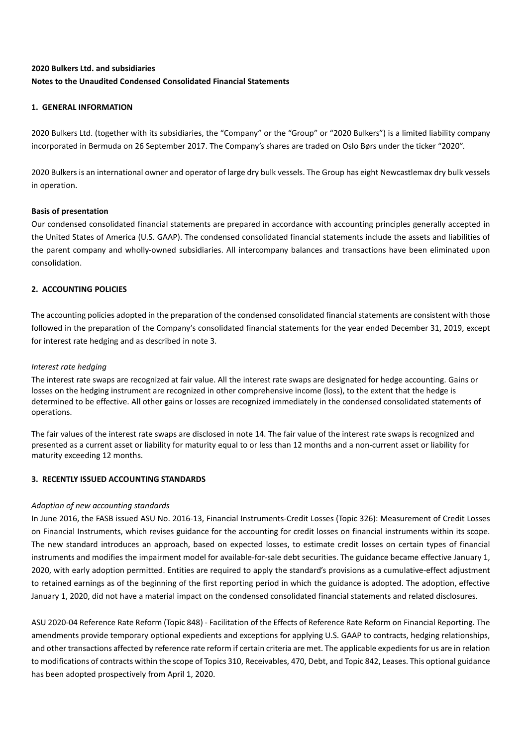**2020 Bulkers Ltd. and subsidiaries**
**Notes to the Unaudited Condensed Consolidated Financial Statements**

## 1. GENERAL INFORMATION

2020 Bulkers Ltd. (together with its subsidiaries, the "Company" or the "Group" or "2020 Bulkers") is a limited liability company incorporated in Bermuda on 26 September 2017. The Company's shares are traded on Oslo Børs under the ticker "2020".

2020 Bulkers is an international owner and operator of large dry bulk vessels. The Group has eight Newcastlemax dry bulk vessels in operation.

**Basis of presentation**
Our condensed consolidated financial statements are prepared in accordance with accounting principles generally accepted in the United States of America (U.S. GAAP). The condensed consolidated financial statements include the assets and liabilities of the parent company and wholly-owned subsidiaries. All intercompany balances and transactions have been eliminated upon consolidation.

## 2. ACCOUNTING POLICIES

The accounting policies adopted in the preparation of the condensed consolidated financial statements are consistent with those followed in the preparation of the Company's consolidated financial statements for the year ended December 31, 2019, except for interest rate hedging and as described in note 3.

*Interest rate hedging*
The interest rate swaps are recognized at fair value. All the interest rate swaps are designated for hedge accounting. Gains or losses on the hedging instrument are recognized in other comprehensive income (loss), to the extent that the hedge is determined to be effective. All other gains or losses are recognized immediately in the condensed consolidated statements of operations.

The fair values of the interest rate swaps are disclosed in note 14. The fair value of the interest rate swaps is recognized and presented as a current asset or liability for maturity equal to or less than 12 months and a non-current asset or liability for maturity exceeding 12 months.

## 3. RECENTLY ISSUED ACCOUNTING STANDARDS

*Adoption of new accounting standards*
In June 2016, the FASB issued ASU No. 2016-13, Financial Instruments-Credit Losses (Topic 326): Measurement of Credit Losses on Financial Instruments, which revises guidance for the accounting for credit losses on financial instruments within its scope. The new standard introduces an approach, based on expected losses, to estimate credit losses on certain types of financial instruments and modifies the impairment model for available-for-sale debt securities. The guidance became effective January 1, 2020, with early adoption permitted. Entities are required to apply the standard's provisions as a cumulative-effect adjustment to retained earnings as of the beginning of the first reporting period in which the guidance is adopted. The adoption, effective January 1, 2020, did not have a material impact on the condensed consolidated financial statements and related disclosures.

ASU 2020-04 Reference Rate Reform (Topic 848) - Facilitation of the Effects of Reference Rate Reform on Financial Reporting. The amendments provide temporary optional expedients and exceptions for applying U.S. GAAP to contracts, hedging relationships, and other transactions affected by reference rate reform if certain criteria are met. The applicable expedients for us are in relation to modifications of contracts within the scope of Topics 310, Receivables, 470, Debt, and Topic 842, Leases. This optional guidance has been adopted prospectively from April 1, 2020.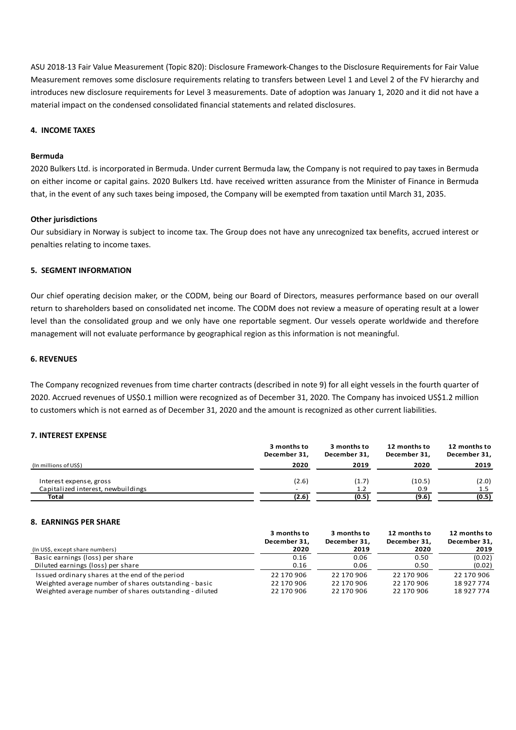ASU 2018-13 Fair Value Measurement (Topic 820): Disclosure Framework-Changes to the Disclosure Requirements for Fair Value Measurement removes some disclosure requirements relating to transfers between Level 1 and Level 2 of the FV hierarchy and introduces new disclosure requirements for Level 3 measurements. Date of adoption was January 1, 2020 and it did not have a material impact on the condensed consolidated financial statements and related disclosures.

## 4. INCOME TAXES

### Bermuda

2020 Bulkers Ltd. is incorporated in Bermuda. Under current Bermuda law, the Company is not required to pay taxes in Bermuda on either income or capital gains. 2020 Bulkers Ltd. have received written assurance from the Minister of Finance in Bermuda that, in the event of any such taxes being imposed, the Company will be exempted from taxation until March 31, 2035.

### Other jurisdictions

Our subsidiary in Norway is subject to income tax. The Group does not have any unrecognized tax benefits, accrued interest or penalties relating to income taxes.

## 5. SEGMENT INFORMATION

Our chief operating decision maker, or the CODM, being our Board of Directors, measures performance based on our overall return to shareholders based on consolidated net income. The CODM does not review a measure of operating result at a lower level than the consolidated group and we only have one reportable segment. Our vessels operate worldwide and therefore management will not evaluate performance by geographical region as this information is not meaningful.

## 6. REVENUES

The Company recognized revenues from time charter contracts (described in note 9) for all eight vessels in the fourth quarter of 2020. Accrued revenues of US$0.1 million were recognized as of December 31, 2020. The Company has invoiced US$1.2 million to customers which is not earned as of December 31, 2020 and the amount is recognized as other current liabilities.

## 7. INTEREST EXPENSE

| (In millions of US$) | 3 months to December 31, 2020 | 3 months to December 31, 2019 | 12 months to December 31, 2020 | 12 months to December 31, 2019 |
|---|---|---|---|---|
| Interest expense, gross | (2.6) | (1.7) | (10.5) | (2.0) |
| Capitalized interest, newbuildings | - | 1.2 | 0.9 | 1.5 |
| **Total** | **(2.6)** | **(0.5)** | **(9.6)** | **(0.5)** |

## 8. EARNINGS PER SHARE

| (In US$, except share numbers) | 3 months to December 31, 2020 | 3 months to December 31, 2019 | 12 months to December 31, 2020 | 12 months to December 31, 2019 |
|---|---|---|---|---|
| Basic earnings (loss) per share | 0.16 | 0.06 | 0.50 | (0.02) |
| Diluted earnings (loss) per share | 0.16 | 0.06 | 0.50 | (0.02) |
| Issued ordinary shares at the end of the period | 22 170 906 | 22 170 906 | 22 170 906 | 22 170 906 |
| Weighted average number of shares outstanding - basic | 22 170 906 | 22 170 906 | 22 170 906 | 18 927 774 |
| Weighted average number of shares outstanding - diluted | 22 170 906 | 22 170 906 | 22 170 906 | 18 927 774 |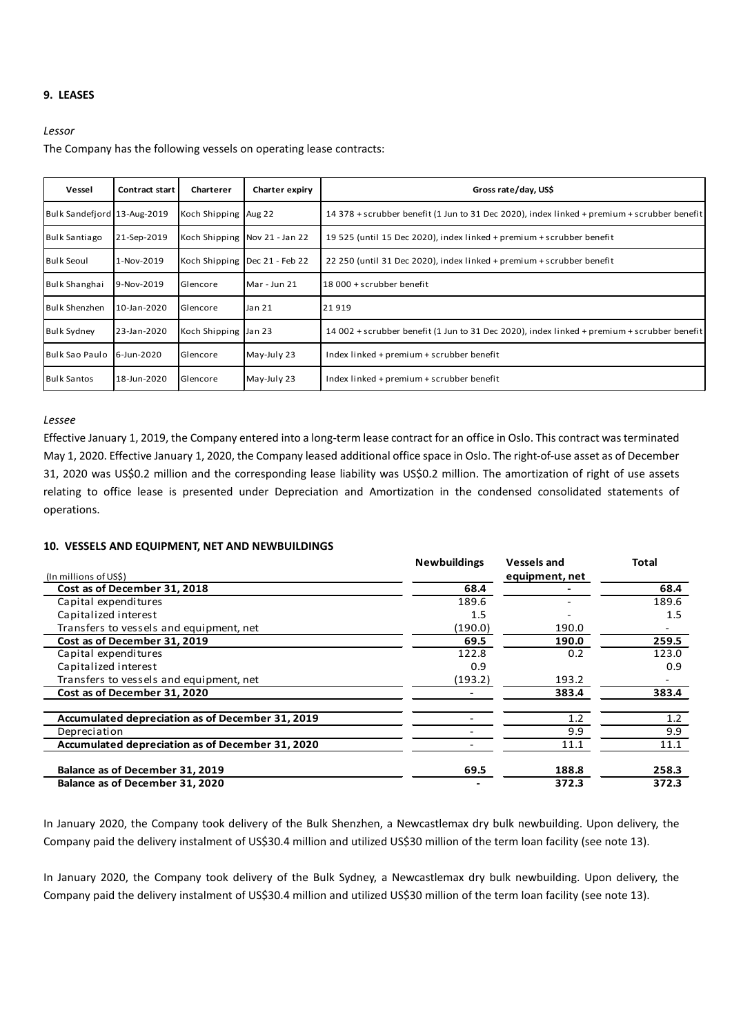## 9. LEASES

*Lessor*

The Company has the following vessels on operating lease contracts:

| Vessel | Contract start | Charterer | Charter expiry | Gross rate/day, US$ |
|---|---|---|---|---|
| Bulk Sandefjord | 13-Aug-2019 | Koch Shipping | Aug 22 | 14 378 + scrubber benefit (1 Jun to 31 Dec 2020), index linked + premium + scrubber benefit |
| Bulk Santiago | 21-Sep-2019 | Koch Shipping | Nov 21 - Jan 22 | 19 525 (until 15 Dec 2020), index linked + premium + scrubber benefit |
| Bulk Seoul | 1-Nov-2019 | Koch Shipping | Dec 21 - Feb 22 | 22 250 (until 31 Dec 2020), index linked + premium + scrubber benefit |
| Bulk Shanghai | 9-Nov-2019 | Glencore | Mar - Jun 21 | 18 000 + scrubber benefit |
| Bulk Shenzhen | 10-Jan-2020 | Glencore | Jan 21 | 21 919 |
| Bulk Sydney | 23-Jan-2020 | Koch Shipping | Jan 23 | 14 002 + scrubber benefit (1 Jun to 31 Dec 2020), index linked + premium + scrubber benefit |
| Bulk Sao Paulo | 6-Jun-2020 | Glencore | May-July 23 | Index linked + premium + scrubber benefit |
| Bulk Santos | 18-Jun-2020 | Glencore | May-July 23 | Index linked + premium + scrubber benefit |

*Lessee*

Effective January 1, 2019, the Company entered into a long-term lease contract for an office in Oslo. This contract was terminated May 1, 2020. Effective January 1, 2020, the Company leased additional office space in Oslo. The right-of-use asset as of December 31, 2020 was US$0.2 million and the corresponding lease liability was US$0.2 million. The amortization of right of use assets relating to office lease is presented under Depreciation and Amortization in the condensed consolidated statements of operations.

## 10. VESSELS AND EQUIPMENT, NET AND NEWBUILDINGS

| (In millions of US$) | Newbuildings | Vessels and equipment, net | Total |
|---|---|---|---|
| **Cost as of December 31, 2018** | **68.4** | **-** | **68.4** |
| Capital expenditures | 189.6 | - | 189.6 |
| Capitalized interest | 1.5 | - | 1.5 |
| Transfers to vessels and equipment, net | (190.0) | 190.0 | - |
| **Cost as of December 31, 2019** | **69.5** | **190.0** | **259.5** |
| Capital expenditures | 122.8 | 0.2 | 123.0 |
| Capitalized interest | 0.9 | | 0.9 |
| Transfers to vessels and equipment, net | (193.2) | 193.2 | - |
| **Cost as of December 31, 2020** | **-** | **383.4** | **383.4** |
| | | | |
| **Accumulated depreciation as of December 31, 2019** | - | 1.2 | 1.2 |
| Depreciation | - | 9.9 | 9.9 |
| **Accumulated depreciation as of December 31, 2020** | - | 11.1 | 11.1 |
| | | | |
| **Balance as of December 31, 2019** | **69.5** | **188.8** | **258.3** |
| **Balance as of December 31, 2020** | **-** | **372.3** | **372.3** |

In January 2020, the Company took delivery of the Bulk Shenzhen, a Newcastlemax dry bulk newbuilding. Upon delivery, the Company paid the delivery instalment of US$30.4 million and utilized US$30 million of the term loan facility (see note 13).

In January 2020, the Company took delivery of the Bulk Sydney, a Newcastlemax dry bulk newbuilding. Upon delivery, the Company paid the delivery instalment of US$30.4 million and utilized US$30 million of the term loan facility (see note 13).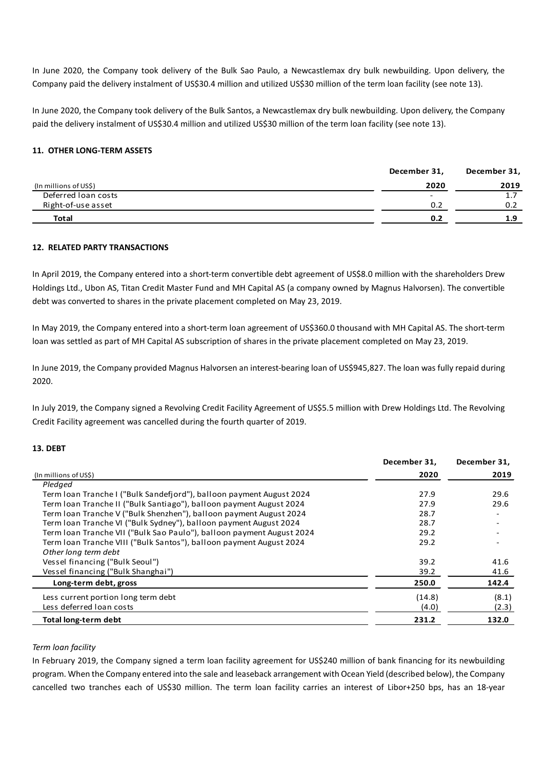In June 2020, the Company took delivery of the Bulk Sao Paulo, a Newcastlemax dry bulk newbuilding. Upon delivery, the Company paid the delivery instalment of US$30.4 million and utilized US$30 million of the term loan facility (see note 13).

In June 2020, the Company took delivery of the Bulk Santos, a Newcastlemax dry bulk newbuilding. Upon delivery, the Company paid the delivery instalment of US$30.4 million and utilized US$30 million of the term loan facility (see note 13).

### 11. OTHER LONG-TERM ASSETS

| (In millions of US$) | December 31, 2020 | December 31, 2019 |
|---|---|---|
| Deferred loan costs | - | 1.7 |
| Right-of-use asset | 0.2 | 0.2 |
| **Total** | **0.2** | **1.9** |

### 12. RELATED PARTY TRANSACTIONS

In April 2019, the Company entered into a short-term convertible debt agreement of US$8.0 million with the shareholders Drew Holdings Ltd., Ubon AS, Titan Credit Master Fund and MH Capital AS (a company owned by Magnus Halvorsen). The convertible debt was converted to shares in the private placement completed on May 23, 2019.

In May 2019, the Company entered into a short-term loan agreement of US$360.0 thousand with MH Capital AS. The short-term loan was settled as part of MH Capital AS subscription of shares in the private placement completed on May 23, 2019.

In June 2019, the Company provided Magnus Halvorsen an interest-bearing loan of US$945,827. The loan was fully repaid during 2020.

In July 2019, the Company signed a Revolving Credit Facility Agreement of US$5.5 million with Drew Holdings Ltd. The Revolving Credit Facility agreement was cancelled during the fourth quarter of 2019.

### 13. DEBT

| (In millions of US$) | December 31, 2020 | December 31, 2019 |
|---|---|---|
| *Pledged* | | |
| Term loan Tranche I ("Bulk Sandefjord"), balloon payment August 2024 | 27.9 | 29.6 |
| Term loan Tranche II ("Bulk Santiago"), balloon payment August 2024 | 27.9 | 29.6 |
| Term loan Tranche V ("Bulk Shenzhen"), balloon payment August 2024 | 28.7 | - |
| Term loan Tranche VI ("Bulk Sydney"), balloon payment August 2024 | 28.7 | - |
| Term loan Tranche VII ("Bulk Sao Paulo"), balloon payment August 2024 | 29.2 | - |
| Term loan Tranche VIII ("Bulk Santos"), balloon payment August 2024 | 29.2 | - |
| *Other long term debt* | | |
| Vessel financing ("Bulk Seoul") | 39.2 | 41.6 |
| Vessel financing ("Bulk Shanghai") | 39.2 | 41.6 |
| **Long-term debt, gross** | **250.0** | **142.4** |
| Less current portion long term debt | (14.8) | (8.1) |
| Less deferred loan costs | (4.0) | (2.3) |
| **Total long-term debt** | **231.2** | **132.0** |

*Term loan facility*

In February 2019, the Company signed a term loan facility agreement for US$240 million of bank financing for its newbuilding program. When the Company entered into the sale and leaseback arrangement with Ocean Yield (described below), the Company cancelled two tranches each of US$30 million. The term loan facility carries an interest of Libor+250 bps, has an 18-year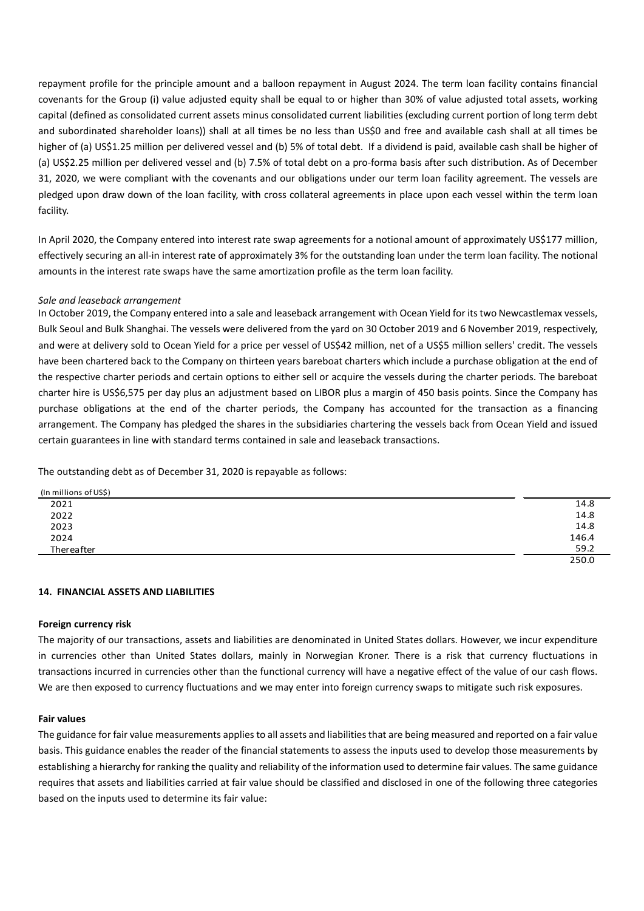repayment profile for the principle amount and a balloon repayment in August 2024. The term loan facility contains financial covenants for the Group (i) value adjusted equity shall be equal to or higher than 30% of value adjusted total assets, working capital (defined as consolidated current assets minus consolidated current liabilities (excluding current portion of long term debt and subordinated shareholder loans)) shall at all times be no less than US$0 and free and available cash shall at all times be higher of (a) US$1.25 million per delivered vessel and (b) 5% of total debt. If a dividend is paid, available cash shall be higher of (a) US$2.25 million per delivered vessel and (b) 7.5% of total debt on a pro-forma basis after such distribution. As of December 31, 2020, we were compliant with the covenants and our obligations under our term loan facility agreement. The vessels are pledged upon draw down of the loan facility, with cross collateral agreements in place upon each vessel within the term loan facility.

In April 2020, the Company entered into interest rate swap agreements for a notional amount of approximately US$177 million, effectively securing an all-in interest rate of approximately 3% for the outstanding loan under the term loan facility. The notional amounts in the interest rate swaps have the same amortization profile as the term loan facility.

*Sale and leaseback arrangement*

In October 2019, the Company entered into a sale and leaseback arrangement with Ocean Yield for its two Newcastlemax vessels, Bulk Seoul and Bulk Shanghai. The vessels were delivered from the yard on 30 October 2019 and 6 November 2019, respectively, and were at delivery sold to Ocean Yield for a price per vessel of US$42 million, net of a US$5 million sellers' credit. The vessels have been chartered back to the Company on thirteen years bareboat charters which include a purchase obligation at the end of the respective charter periods and certain options to either sell or acquire the vessels during the charter periods. The bareboat charter hire is US$6,575 per day plus an adjustment based on LIBOR plus a margin of 450 basis points. Since the Company has purchase obligations at the end of the charter periods, the Company has accounted for the transaction as a financing arrangement. The Company has pledged the shares in the subsidiaries chartering the vessels back from Ocean Yield and issued certain guarantees in line with standard terms contained in sale and leaseback transactions.

The outstanding debt as of December 31, 2020 is repayable as follows:

| (In millions of US$) | |
|---|---|
| 2021 | 14.8 |
| 2022 | 14.8 |
| 2023 | 14.8 |
| 2024 | 146.4 |
| Thereafter | 59.2 |
| | 250.0 |

## 14. FINANCIAL ASSETS AND LIABILITIES

**Foreign currency risk**

The majority of our transactions, assets and liabilities are denominated in United States dollars. However, we incur expenditure in currencies other than United States dollars, mainly in Norwegian Kroner. There is a risk that currency fluctuations in transactions incurred in currencies other than the functional currency will have a negative effect of the value of our cash flows. We are then exposed to currency fluctuations and we may enter into foreign currency swaps to mitigate such risk exposures.

**Fair values**

The guidance for fair value measurements applies to all assets and liabilities that are being measured and reported on a fair value basis. This guidance enables the reader of the financial statements to assess the inputs used to develop those measurements by establishing a hierarchy for ranking the quality and reliability of the information used to determine fair values. The same guidance requires that assets and liabilities carried at fair value should be classified and disclosed in one of the following three categories based on the inputs used to determine its fair value: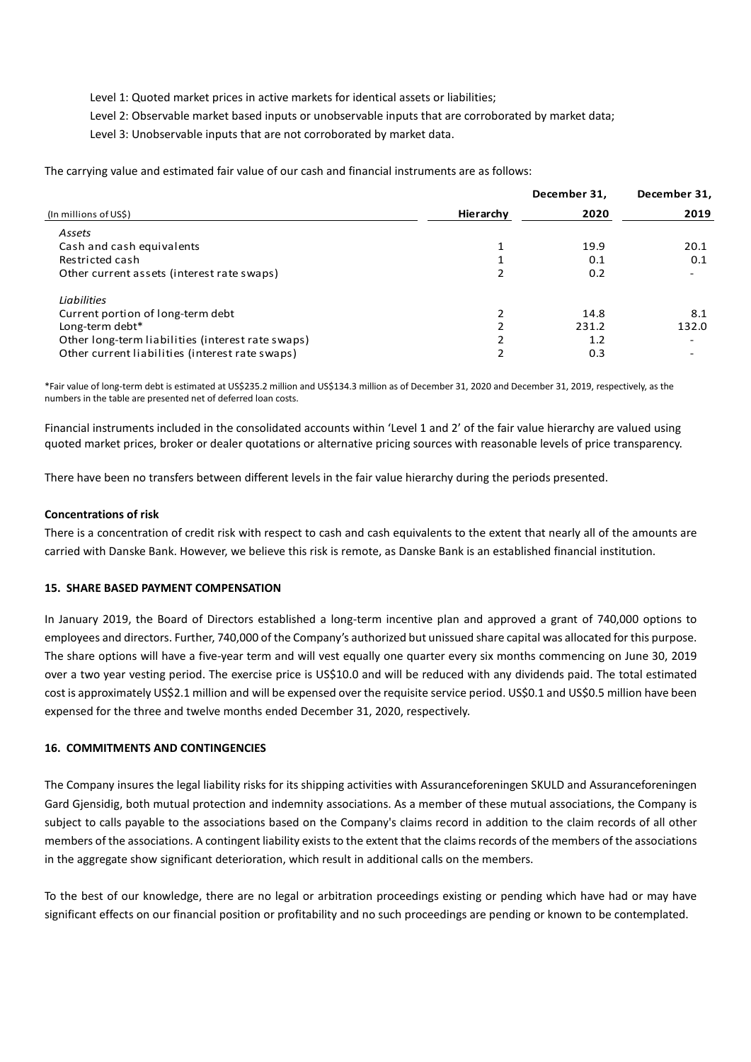Level 1: Quoted market prices in active markets for identical assets or liabilities;

Level 2: Observable market based inputs or unobservable inputs that are corroborated by market data;

Level 3: Unobservable inputs that are not corroborated by market data.

The carrying value and estimated fair value of our cash and financial instruments are as follows:

| (In millions of US$) | Hierarchy | December 31, 2020 | December 31, 2019 |
|---|---|---|---|
| *Assets* | | | |
| Cash and cash equivalents | 1 | 19.9 | 20.1 |
| Restricted cash | 1 | 0.1 | 0.1 |
| Other current assets (interest rate swaps) | 2 | 0.2 | - |
| *Liabilities* | | | |
| Current portion of long-term debt | 2 | 14.8 | 8.1 |
| Long-term debt* | 2 | 231.2 | 132.0 |
| Other long-term liabilities (interest rate swaps) | 2 | 1.2 | - |
| Other current liabilities (interest rate swaps) | 2 | 0.3 | - |

*Fair value of long-term debt is estimated at US$235.2 million and US$134.3 million as of December 31, 2020 and December 31, 2019, respectively, as the numbers in the table are presented net of deferred loan costs.

Financial instruments included in the consolidated accounts within 'Level 1 and 2' of the fair value hierarchy are valued using quoted market prices, broker or dealer quotations or alternative pricing sources with reasonable levels of price transparency.

There have been no transfers between different levels in the fair value hierarchy during the periods presented.

**Concentrations of risk**

There is a concentration of credit risk with respect to cash and cash equivalents to the extent that nearly all of the amounts are carried with Danske Bank. However, we believe this risk is remote, as Danske Bank is an established financial institution.

## 15. SHARE BASED PAYMENT COMPENSATION

In January 2019, the Board of Directors established a long-term incentive plan and approved a grant of 740,000 options to employees and directors. Further, 740,000 of the Company's authorized but unissued share capital was allocated for this purpose. The share options will have a five-year term and will vest equally one quarter every six months commencing on June 30, 2019 over a two year vesting period. The exercise price is US$10.0 and will be reduced with any dividends paid. The total estimated cost is approximately US$2.1 million and will be expensed over the requisite service period. US$0.1 and US$0.5 million have been expensed for the three and twelve months ended December 31, 2020, respectively.

## 16. COMMITMENTS AND CONTINGENCIES

The Company insures the legal liability risks for its shipping activities with Assuranceforeningen SKULD and Assuranceforeningen Gard Gjensidig, both mutual protection and indemnity associations. As a member of these mutual associations, the Company is subject to calls payable to the associations based on the Company's claims record in addition to the claim records of all other members of the associations. A contingent liability exists to the extent that the claims records of the members of the associations in the aggregate show significant deterioration, which result in additional calls on the members.

To the best of our knowledge, there are no legal or arbitration proceedings existing or pending which have had or may have significant effects on our financial position or profitability and no such proceedings are pending or known to be contemplated.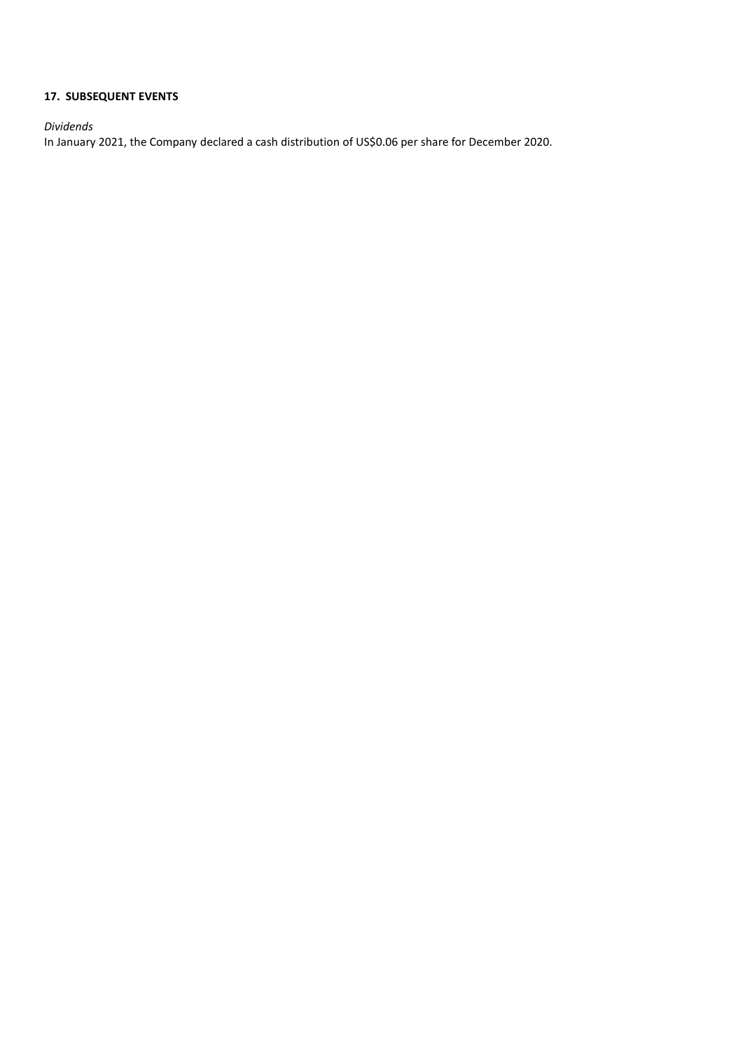**17. SUBSEQUENT EVENTS**

*Dividends*

In January 2021, the Company declared a cash distribution of US$0.06 per share for December 2020.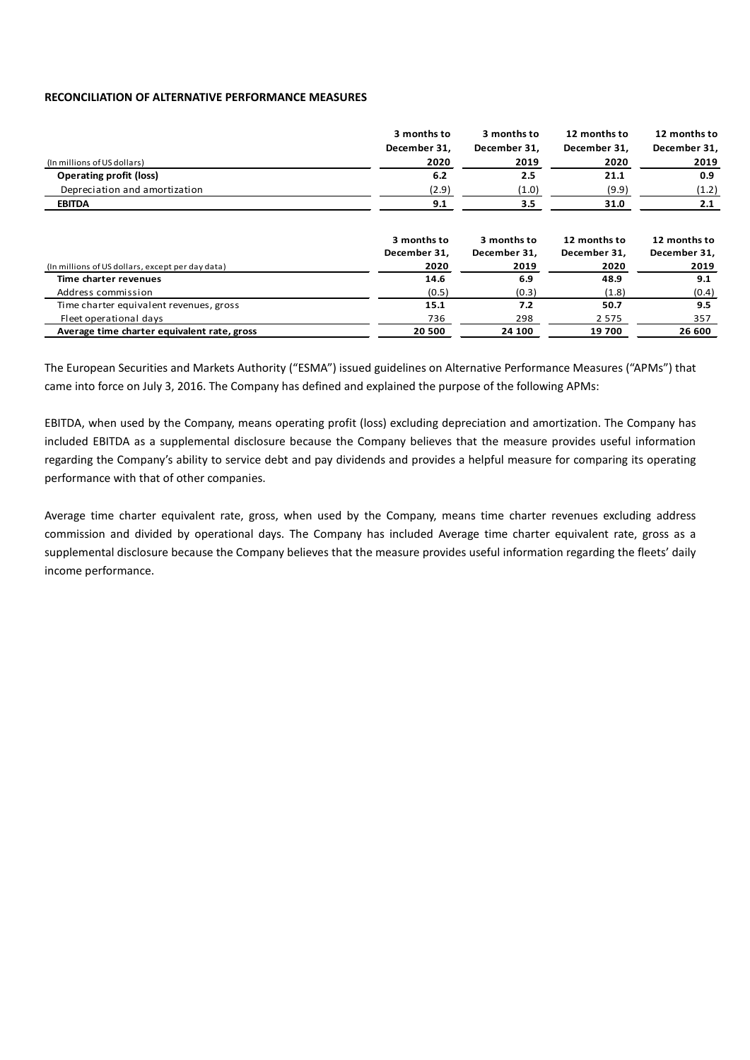**RECONCILIATION OF ALTERNATIVE PERFORMANCE MEASURES**

| (In millions of US dollars) | 3 months to December 31, 2020 | 3 months to December 31, 2019 | 12 months to December 31, 2020 | 12 months to December 31, 2019 |
|---|---|---|---|---|
| **Operating profit (loss)** | **6.2** | **2.5** | **21.1** | **0.9** |
| Depreciation and amortization | (2.9) | (1.0) | (9.9) | (1.2) |
| **EBITDA** | **9.1** | **3.5** | **31.0** | **2.1** |

| (In millions of US dollars, except per day data) | 3 months to December 31, 2020 | 3 months to December 31, 2019 | 12 months to December 31, 2020 | 12 months to December 31, 2019 |
|---|---|---|---|---|
| **Time charter revenues** | **14.6** | **6.9** | **48.9** | **9.1** |
| Address commission | (0.5) | (0.3) | (1.8) | (0.4) |
| Time charter equivalent revenues, gross | **15.1** | **7.2** | **50.7** | **9.5** |
| Fleet operational days | 736 | 298 | 2 575 | 357 |
| **Average time charter equivalent rate, gross** | **20 500** | **24 100** | **19 700** | **26 600** |

The European Securities and Markets Authority ("ESMA") issued guidelines on Alternative Performance Measures ("APMs") that came into force on July 3, 2016. The Company has defined and explained the purpose of the following APMs:

EBITDA, when used by the Company, means operating profit (loss) excluding depreciation and amortization. The Company has included EBITDA as a supplemental disclosure because the Company believes that the measure provides useful information regarding the Company's ability to service debt and pay dividends and provides a helpful measure for comparing its operating performance with that of other companies.

Average time charter equivalent rate, gross, when used by the Company, means time charter revenues excluding address commission and divided by operational days. The Company has included Average time charter equivalent rate, gross as a supplemental disclosure because the Company believes that the measure provides useful information regarding the fleets' daily income performance.